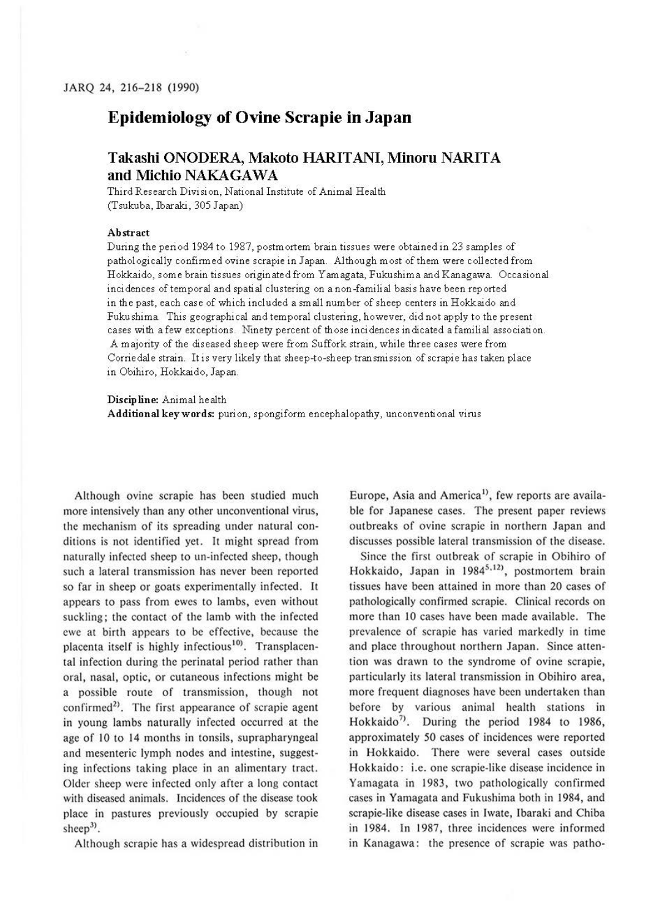# Epidemiology of Ovine Scrapie in Japan

**Takashi ONODERA, Makoto HARITANI, Minoru NARITA and Michio NAKAGAWA**

Third Research Division, National Institute of Animal Health
(Tsukuba, Ibaraki, 305 Japan)

**Abstract**

During the period 1984 to 1987, postmortem brain tissues were obtained in 23 samples of pathologically confirmed ovine scrapie in Japan. Although most of them were collected from Hokkaido, some brain tissues originated from Yamagata, Fukushima and Kanagawa. Occasional incidences of temporal and spatial clustering on a non-familial basis have been reported in the past, each case of which included a small number of sheep centers in Hokkaido and Fukushima. This geographical and temporal clustering, however, did not apply to the present cases with a few exceptions. Ninety percent of those incidences indicated a familial association. A majority of the diseased sheep were from Suffork strain, while three cases were from Corriedale strain. It is very likely that sheep-to-sheep transmission of scrapie has taken place in Obihiro, Hokkaido, Japan.

**Discipline:** Animal health
**Additional key words:** purion, spongiform encephalopathy, unconventional virus

Although ovine scrapie has been studied much more intensively than any other unconventional virus, the mechanism of its spreading under natural conditions is not identified yet. It might spread from naturally infected sheep to un-infected sheep, though such a lateral transmission has never been reported so far in sheep or goats experimentally infected. It appears to pass from ewes to lambs, even without suckling; the contact of the lamb with the infected ewe at birth appears to be effective, because the placenta itself is highly infectious[10]. Transplacental infection during the perinatal period rather than oral, nasal, optic, or cutaneous infections might be a possible route of transmission, though not confirmed[2]. The first appearance of scrapie agent in young lambs naturally infected occurred at the age of 10 to 14 months in tonsils, suprapharyngeal and mesenteric lymph nodes and intestine, suggesting infections taking place in an alimentary tract. Older sheep were infected only after a long contact with diseased animals. Incidences of the disease took place in pastures previously occupied by scrapie sheep[3].

Although scrapie has a widespread distribution in Europe, Asia and America[1], few reports are available for Japanese cases. The present paper reviews outbreaks of ovine scrapie in northern Japan and discusses possible lateral transmission of the disease.

Since the first outbreak of scrapie in Obihiro of Hokkaido, Japan in 1984[5,12], postmortem brain tissues have been attained in more than 20 cases of pathologically confirmed scrapie. Clinical records on more than 10 cases have been made available. The prevalence of scrapie has varied markedly in time and place throughout northern Japan. Since attention was drawn to the syndrome of ovine scrapie, particularly its lateral transmission in Obihiro area, more frequent diagnoses have been undertaken than before by various animal health stations in Hokkaido[7]. During the period 1984 to 1986, approximately 50 cases of incidences were reported in Hokkaido. There were several cases outside Hokkaido: i.e. one scrapie-like disease incidence in Yamagata in 1983, two pathologically confirmed cases in Yamagata and Fukushima both in 1984, and scrapie-like disease cases in Iwate, Ibaraki and Chiba in 1984. In 1987, three incidences were informed in Kanagawa: the presence of scrapie was patho-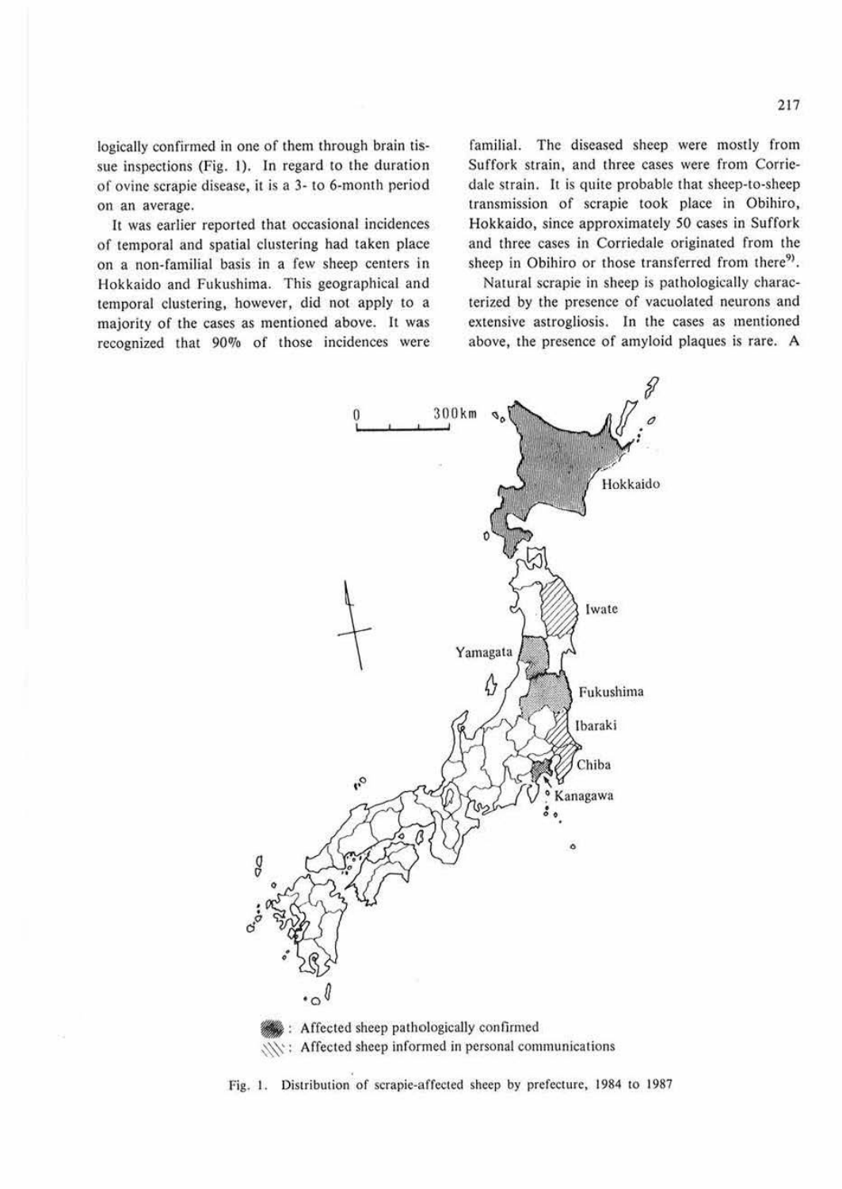logically confirmed in one of them through brain tissue inspections (Fig. 1). In regard to the duration of ovine scrapie disease, it is a 3- to 6-month period on an average.

It was earlier reported that occasional incidences of temporal and spatial clustering had taken place on a non-familial basis in a few sheep centers in Hokkaido and Fukushima. This geographical and temporal clustering, however, did not apply to a majority of the cases as mentioned above. It was recognized that 90% of those incidences were familial. The diseased sheep were mostly from Suffork strain, and three cases were from Corriedale strain. It is quite probable that sheep-to-sheep transmission of scrapie took place in Obihiro, Hokkaido, since approximately 50 cases in Suffork and three cases in Corriedale originated from the sheep in Obihiro or those transferred from there[9].

Natural scrapie in sheep is pathologically characterized by the presence of vacuolated neurons and extensive astrogliosis. In the cases as mentioned above, the presence of amyloid plaques is rare. A

: Affected sheep pathologically confirmed

: Affected sheep informed in personal communications

Fig. 1. Distribution of scrapie-affected sheep by prefecture, 1984 to 1987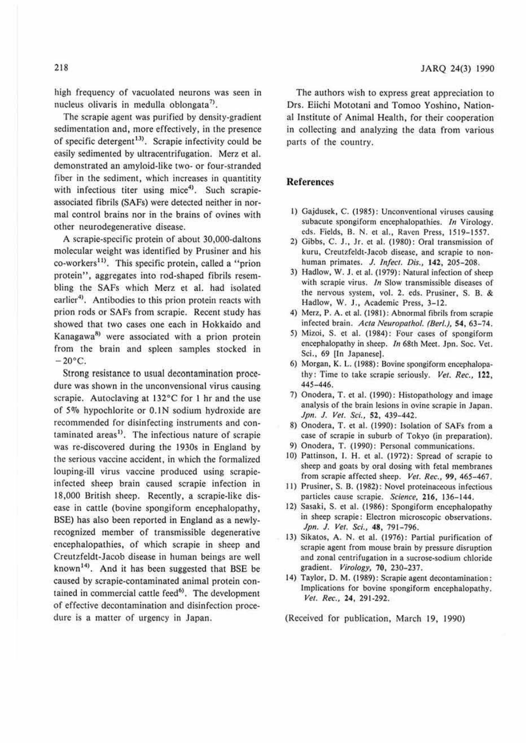high frequency of vacuolated neurons was seen in nucleus olivaris in medulla oblongata[7].

The scrapie agent was purified by density-gradient sedimentation and, more effectively, in the presence of specific detergent[13]. Scrapie infectivity could be easily sedimented by ultracentrifugation. Merz et al. demonstrated an amyloid-like two- or four-stranded fiber in the sediment, which increases in quantitity with infectious titer using mice[4]. Such scrapie-associated fibrils (SAFs) were detected neither in normal control brains nor in the brains of ovines with other neurodegenerative disease.

A scrapie-specific protein of about 30,000-daltons molecular weight was identified by Prusiner and his co-workers[11]. This specific protein, called a "prion protein", aggregates into rod-shaped fibrils resembling the SAFs which Merz et al. had isolated earlier[4]. Antibodies to this prion protein reacts with prion rods or SAFs from scrapie. Recent study has showed that two cases one each in Hokkaido and Kanagawa[8] were associated with a prion protein from the brain and spleen samples stocked in −20°C.

Strong resistance to usual decontamination procedure was shown in the unconvensional virus causing scrapie. Autoclaving at 132°C for 1 hr and the use of 5% hypochlorite or 0.1N sodium hydroxide are recommended for disinfecting instruments and contaminated areas[1]. The infectious nature of scrapie was re-discovered during the 1930s in England by the serious vaccine accident, in which the formalized louping-ill virus vaccine produced using scrapie-infected sheep brain caused scrapie infection in 18,000 British sheep. Recently, a scrapie-like disease in cattle (bovine spongiform encephalopathy, BSE) has also been reported in England as a newly-recognized member of transmissible degenerative encephalopathies, of which scrapie in sheep and Creutzfeldt-Jacob disease in human beings are well known[14]. And it has been suggested that BSE be caused by scrapie-contaminated animal protein contained in commercial cattle feed[6]. The development of effective decontamination and disinfection procedure is a matter of urgency in Japan.

The authors wish to express great appreciation to Drs. Eiichi Mototani and Tomoo Yoshino, National Institute of Animal Health, for their cooperation in collecting and analyzing the data from various parts of the country.

## References

1) Gajdusek, C. (1985): Unconventional viruses causing subacute spongiform encephalopathies. *In* Virology. eds. Fields, B. N. et al., Raven Press, 1519–1557.
2) Gibbs, C. J., Jr. et al. (1980): Oral transmission of kuru, Creutzfeldt-Jacob disease, and scrapie to non-human primates. *J. Infect. Dis.*, **142**, 205–208.
3) Hadlow, W. J. et al. (1979): Natural infection of sheep with scrapie virus. *In* Slow transmissible diseases of the nervous system, vol. 2. eds. Prusiner, S. B. & Hadlow, W. J., Academic Press, 3–12.
4) Merz, P. A. et al. (1981): Abnormal fibrils from scrapie infected brain. *Acta Neuropathol. (Berl.)*, **54**, 63–74.
5) Mizoi, S. et al. (1984): Four cases of spongiform encephalopathy in sheep. *In* 68th Meet. Jpn. Soc. Vet. Sci., 69 [In Japanese].
6) Morgan, K. L. (1988): Bovine spongiform encephalopathy: Time to take scrapie seriously. *Vet. Rec.*, **122**, 445–446.
7) Onodera, T. et al. (1990): Histopathology and image analysis of the brain lesions in ovine scrapie in Japan. *Jpn. J. Vet. Sci.*, **52**, 439–442.
8) Onodera, T. et al. (1990): Isolation of SAFs from a case of scrapie in suburb of Tokyo (in preparation).
9) Onodera, T. (1990): Personal communications.
10) Pattinson, I. H. et al. (1972): Spread of scrapie to sheep and goats by oral dosing with fetal membranes from scrapie affected sheep. *Vet. Rec.*, **99**, 465–467.
11) Prusiner, S. B. (1982): Novel proteinaceous infectious particles cause scrapie. *Science*, **216**, 136–144.
12) Sasaki, S. et al. (1986): Spongiform encephalopathy in sheep scrapie: Electron microscopic observations. *Jpn. J. Vet. Sci.*, **48**, 791–796.
13) Sikatos, A. N. et al. (1976): Partial purification of scrapie agent from mouse brain by pressure disruption and zonal centrifugation in a sucrose-sodium chloride gradient. *Virology*, **70**, 230–237.
14) Taylor, D. M. (1989): Scrapie agent decontamination: Implications for bovine spongiform encephalopathy. *Vet. Rec.*, **24**, 291-292.

(Received for publication, March 19, 1990)